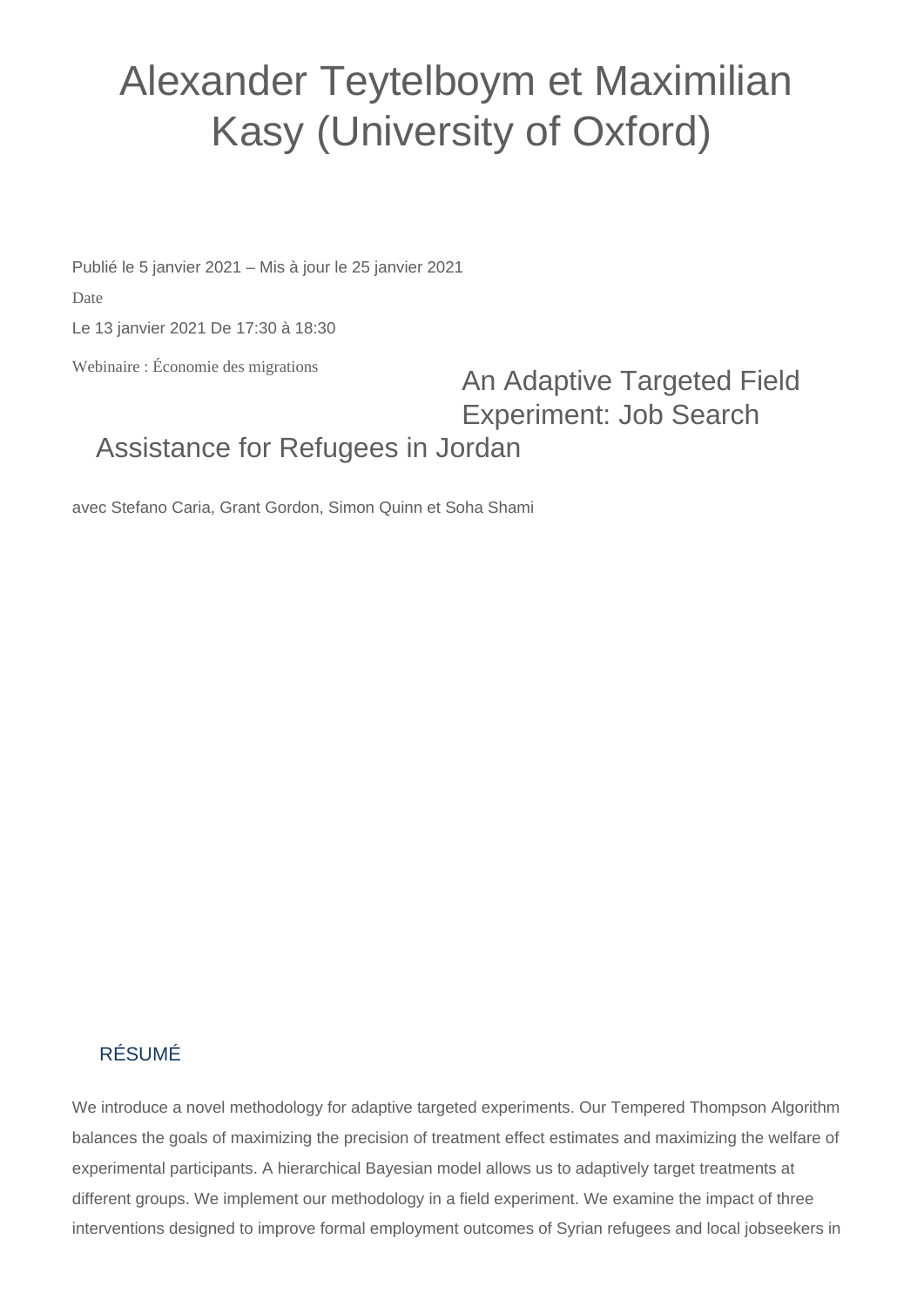# Alexander Teytelboym et Maximilian Kasy (University of Oxford)

Publié le 5 janvier 2021 – Mis à jour le 25 janvier 2021

Date

Le 13 janvier 2021 De 17:30 à 18:30

Webinaire : Économie des migrations

## An Adaptive Targeted Field Experiment: Job Search Assistance for Refugees in Jordan

avec Stefano Caria, Grant Gordon, Simon Quinn et Soha Shami

### RÉSUMÉ

We introduce a novel methodology for adaptive targeted experiments. Our Tempered Thompson Algorithm balances the goals of maximizing the precision of treatment effect estimates and maximizing the welfare of experimental participants. A hierarchical Bayesian model allows us to adaptively target treatments at different groups. We implement our methodology in a field experiment. We examine the impact of three interventions designed to improve formal employment outcomes of Syrian refugees and local jobseekers in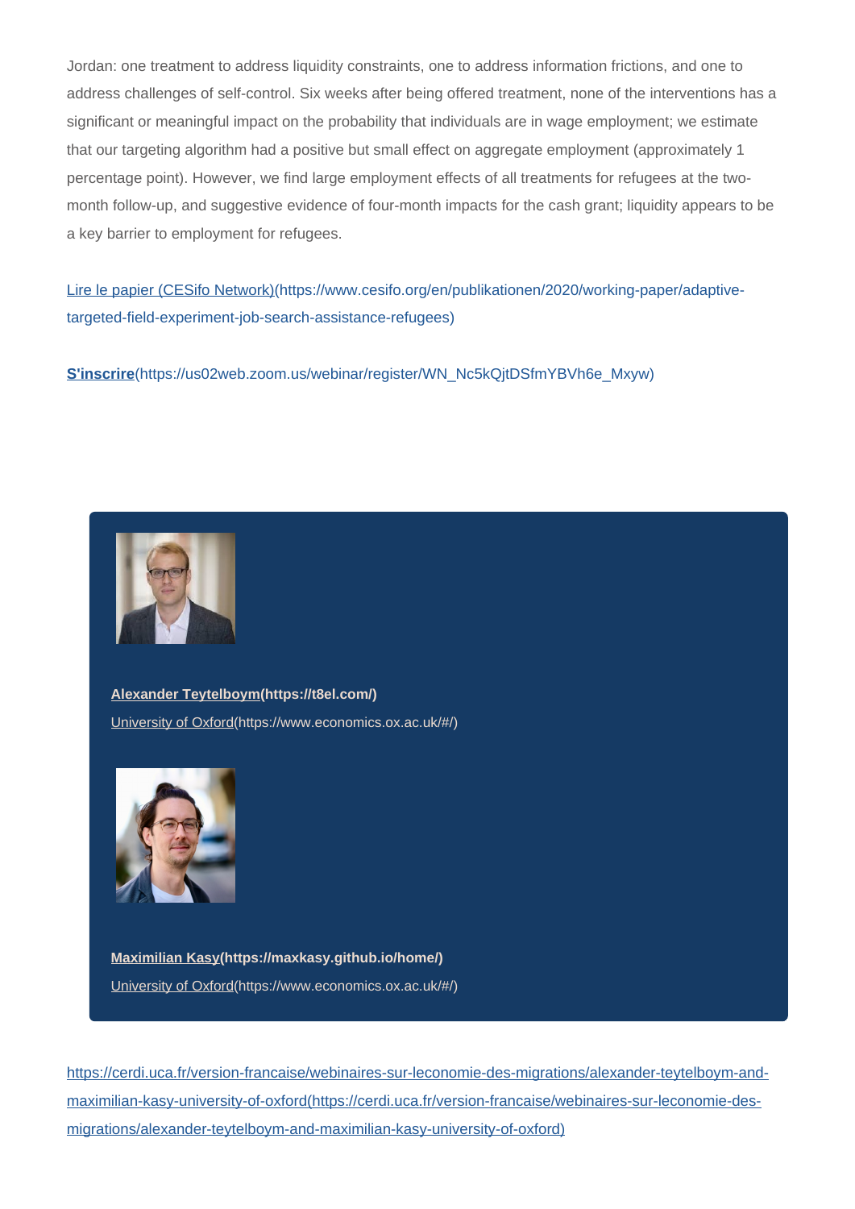Jordan: one treatment to address liquidity constraints, one to address information frictions, and one to address challenges of self-control. Six weeks after being offered treatment, none of the interventions has a significant or meaningful impact on the probability that individuals are in wage employment; we estimate that our targeting algorithm had a positive but small effect on aggregate employment (approximately 1 percentage point). However, we find large employment effects of all treatments for refugees at the two-month follow-up, and suggestive evidence of four-month impacts for the cash grant; liquidity appears to be a key barrier to employment for refugees.

Lire le papier (CESifo Network)(https://www.cesifo.org/en/publikationen/2020/working-paper/adaptive-targeted-field-experiment-job-search-assistance-refugees)

**S'inscrire**(https://us02web.zoom.us/webinar/register/WN_Nc5kQjtDSfmYBVh6e_Mxyw)

**Alexander Teytelboym(https://t8el.com/)**

University of Oxford(https://www.economics.ox.ac.uk/#/)

**Maximilian Kasy(https://maxkasy.github.io/home/)**

University of Oxford(https://www.economics.ox.ac.uk/#/)

https://cerdi.uca.fr/version-francaise/webinaires-sur-leconomie-des-migrations/alexander-teytelboym-and-maximilian-kasy-university-of-oxford(https://cerdi.uca.fr/version-francaise/webinaires-sur-leconomie-des-migrations/alexander-teytelboym-and-maximilian-kasy-university-of-oxford)